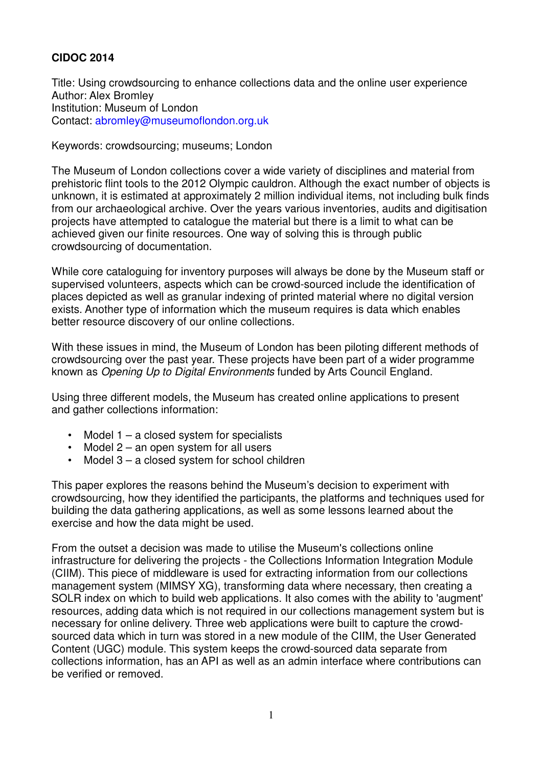**CIDOC 2014**

Title: Using crowdsourcing to enhance collections data and the online user experience
Author: Alex Bromley
Institution: Museum of London
Contact: abromley@museumoflondon.org.uk

Keywords: crowdsourcing; museums; London

The Museum of London collections cover a wide variety of disciplines and material from prehistoric flint tools to the 2012 Olympic cauldron. Although the exact number of objects is unknown, it is estimated at approximately 2 million individual items, not including bulk finds from our archaeological archive. Over the years various inventories, audits and digitisation projects have attempted to catalogue the material but there is a limit to what can be achieved given our finite resources. One way of solving this is through public crowdsourcing of documentation.

While core cataloguing for inventory purposes will always be done by the Museum staff or supervised volunteers, aspects which can be crowd-sourced include the identification of places depicted as well as granular indexing of printed material where no digital version exists. Another type of information which the museum requires is data which enables better resource discovery of our online collections.

With these issues in mind, the Museum of London has been piloting different methods of crowdsourcing over the past year. These projects have been part of a wider programme known as *Opening Up to Digital Environments* funded by Arts Council England.

Using three different models, the Museum has created online applications to present and gather collections information:

- Model 1 – a closed system for specialists
- Model 2 – an open system for all users
- Model 3 – a closed system for school children

This paper explores the reasons behind the Museum's decision to experiment with crowdsourcing, how they identified the participants, the platforms and techniques used for building the data gathering applications, as well as some lessons learned about the exercise and how the data might be used.

From the outset a decision was made to utilise the Museum's collections online infrastructure for delivering the projects - the Collections Information Integration Module (CIIM). This piece of middleware is used for extracting information from our collections management system (MIMSY XG), transforming data where necessary, then creating a SOLR index on which to build web applications. It also comes with the ability to 'augment' resources, adding data which is not required in our collections management system but is necessary for online delivery. Three web applications were built to capture the crowd-sourced data which in turn was stored in a new module of the CIIM, the User Generated Content (UGC) module. This system keeps the crowd-sourced data separate from collections information, has an API as well as an admin interface where contributions can be verified or removed.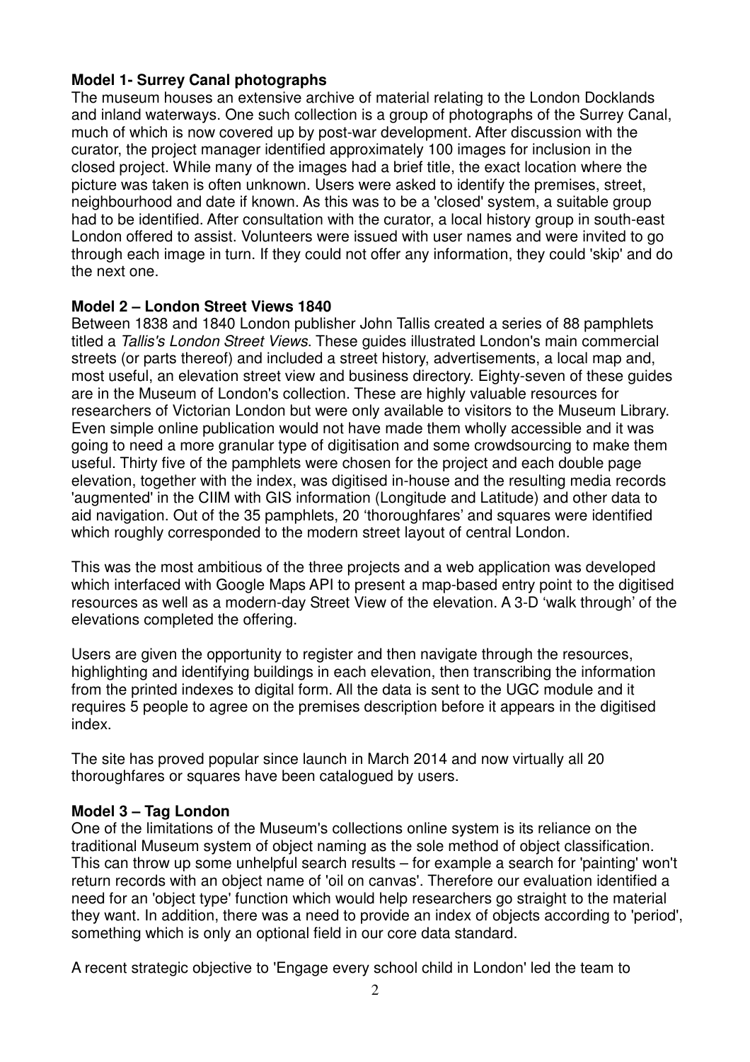**Model 1- Surrey Canal photographs**

The museum houses an extensive archive of material relating to the London Docklands and inland waterways. One such collection is a group of photographs of the Surrey Canal, much of which is now covered up by post-war development. After discussion with the curator, the project manager identified approximately 100 images for inclusion in the closed project. While many of the images had a brief title, the exact location where the picture was taken is often unknown. Users were asked to identify the premises, street, neighbourhood and date if known. As this was to be a 'closed' system, a suitable group had to be identified. After consultation with the curator, a local history group in south-east London offered to assist. Volunteers were issued with user names and were invited to go through each image in turn. If they could not offer any information, they could 'skip' and do the next one.

**Model 2 – London Street Views 1840**

Between 1838 and 1840 London publisher John Tallis created a series of 88 pamphlets titled a *Tallis's London Street Views*. These guides illustrated London's main commercial streets (or parts thereof) and included a street history, advertisements, a local map and, most useful, an elevation street view and business directory. Eighty-seven of these guides are in the Museum of London's collection. These are highly valuable resources for researchers of Victorian London but were only available to visitors to the Museum Library. Even simple online publication would not have made them wholly accessible and it was going to need a more granular type of digitisation and some crowdsourcing to make them useful. Thirty five of the pamphlets were chosen for the project and each double page elevation, together with the index, was digitised in-house and the resulting media records 'augmented' in the CIIM with GIS information (Longitude and Latitude) and other data to aid navigation. Out of the 35 pamphlets, 20 'thoroughfares' and squares were identified which roughly corresponded to the modern street layout of central London.

This was the most ambitious of the three projects and a web application was developed which interfaced with Google Maps API to present a map-based entry point to the digitised resources as well as a modern-day Street View of the elevation. A 3-D 'walk through' of the elevations completed the offering.

Users are given the opportunity to register and then navigate through the resources, highlighting and identifying buildings in each elevation, then transcribing the information from the printed indexes to digital form. All the data is sent to the UGC module and it requires 5 people to agree on the premises description before it appears in the digitised index.

The site has proved popular since launch in March 2014 and now virtually all 20 thoroughfares or squares have been catalogued by users.

**Model 3 – Tag London**

One of the limitations of the Museum's collections online system is its reliance on the traditional Museum system of object naming as the sole method of object classification. This can throw up some unhelpful search results – for example a search for 'painting' won't return records with an object name of 'oil on canvas'. Therefore our evaluation identified a need for an 'object type' function which would help researchers go straight to the material they want. In addition, there was a need to provide an index of objects according to 'period', something which is only an optional field in our core data standard.

A recent strategic objective to 'Engage every school child in London' led the team to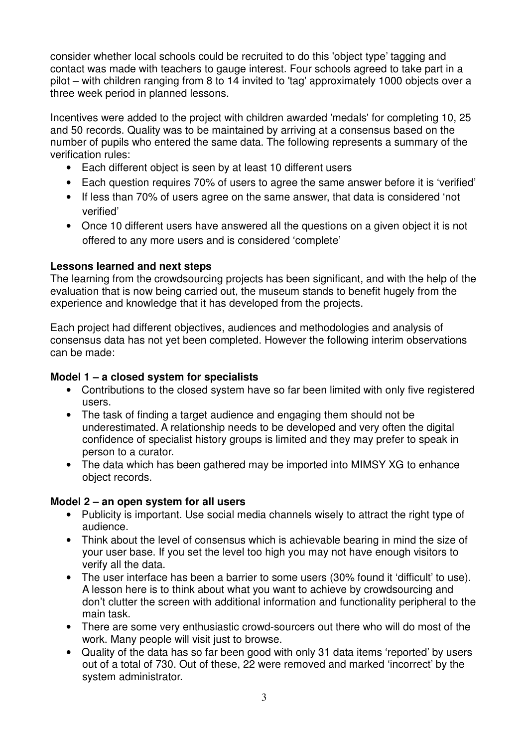consider whether local schools could be recruited to do this 'object type' tagging and contact was made with teachers to gauge interest. Four schools agreed to take part in a pilot – with children ranging from 8 to 14 invited to 'tag' approximately 1000 objects over a three week period in planned lessons.

Incentives were added to the project with children awarded 'medals' for completing 10, 25 and 50 records. Quality was to be maintained by arriving at a consensus based on the number of pupils who entered the same data. The following represents a summary of the verification rules:

- Each different object is seen by at least 10 different users
- Each question requires 70% of users to agree the same answer before it is 'verified'
- If less than 70% of users agree on the same answer, that data is considered 'not verified'
- Once 10 different users have answered all the questions on a given object it is not offered to any more users and is considered 'complete'

**Lessons learned and next steps**

The learning from the crowdsourcing projects has been significant, and with the help of the evaluation that is now being carried out, the museum stands to benefit hugely from the experience and knowledge that it has developed from the projects.

Each project had different objectives, audiences and methodologies and analysis of consensus data has not yet been completed. However the following interim observations can be made:

**Model 1 – a closed system for specialists**

- Contributions to the closed system have so far been limited with only five registered users.
- The task of finding a target audience and engaging them should not be underestimated. A relationship needs to be developed and very often the digital confidence of specialist history groups is limited and they may prefer to speak in person to a curator.
- The data which has been gathered may be imported into MIMSY XG to enhance object records.

**Model 2 – an open system for all users**

- Publicity is important. Use social media channels wisely to attract the right type of audience.
- Think about the level of consensus which is achievable bearing in mind the size of your user base. If you set the level too high you may not have enough visitors to verify all the data.
- The user interface has been a barrier to some users (30% found it 'difficult' to use). A lesson here is to think about what you want to achieve by crowdsourcing and don't clutter the screen with additional information and functionality peripheral to the main task.
- There are some very enthusiastic crowd-sourcers out there who will do most of the work. Many people will visit just to browse.
- Quality of the data has so far been good with only 31 data items 'reported' by users out of a total of 730. Out of these, 22 were removed and marked 'incorrect' by the system administrator.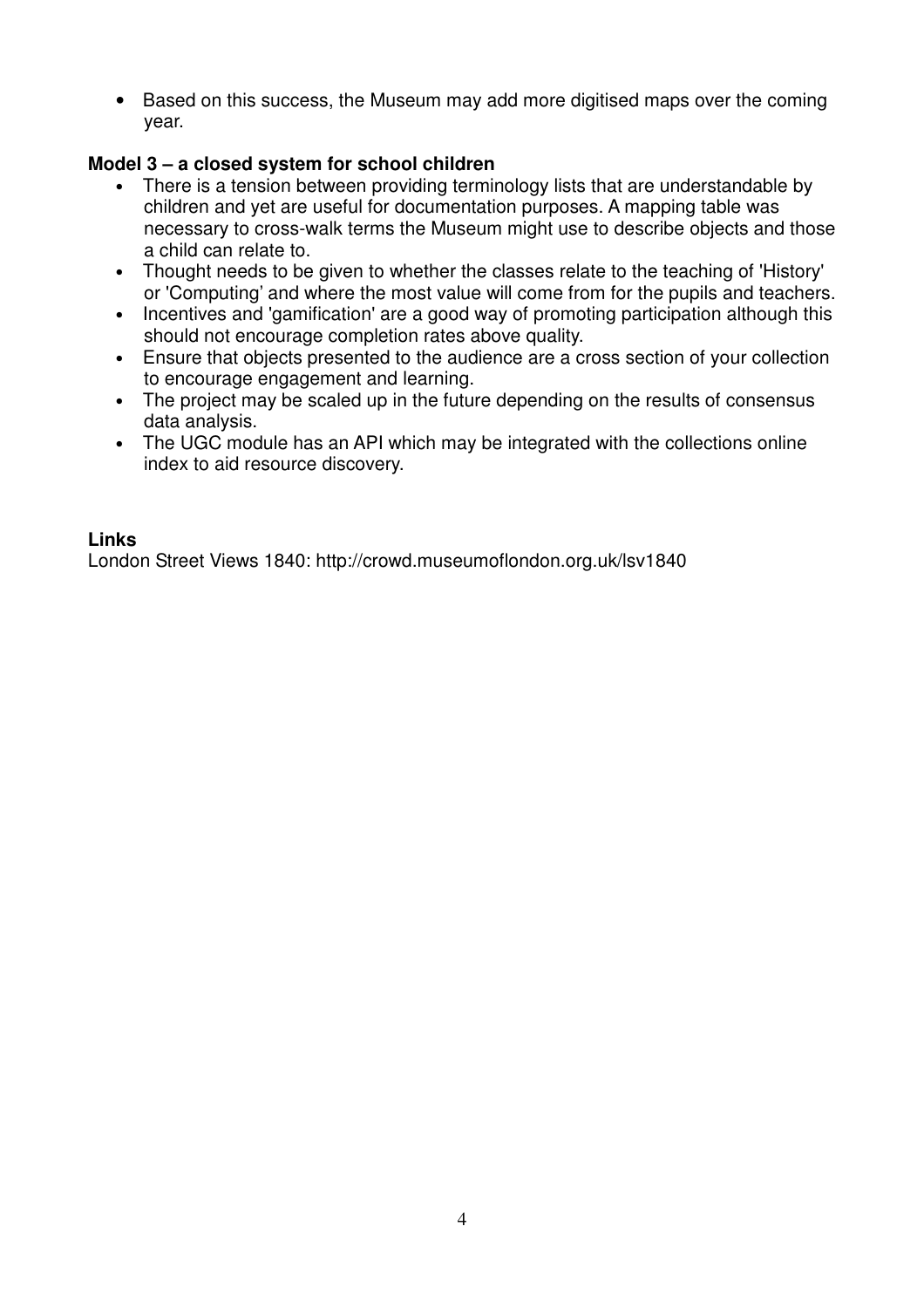- Based on this success, the Museum may add more digitised maps over the coming year.

**Model 3 – a closed system for school children**

- There is a tension between providing terminology lists that are understandable by children and yet are useful for documentation purposes. A mapping table was necessary to cross-walk terms the Museum might use to describe objects and those a child can relate to.
- Thought needs to be given to whether the classes relate to the teaching of 'History' or 'Computing' and where the most value will come from for the pupils and teachers.
- Incentives and 'gamification' are a good way of promoting participation although this should not encourage completion rates above quality.
- Ensure that objects presented to the audience are a cross section of your collection to encourage engagement and learning.
- The project may be scaled up in the future depending on the results of consensus data analysis.
- The UGC module has an API which may be integrated with the collections online index to aid resource discovery.

**Links**

London Street Views 1840: http://crowd.museumoflondon.org.uk/lsv1840